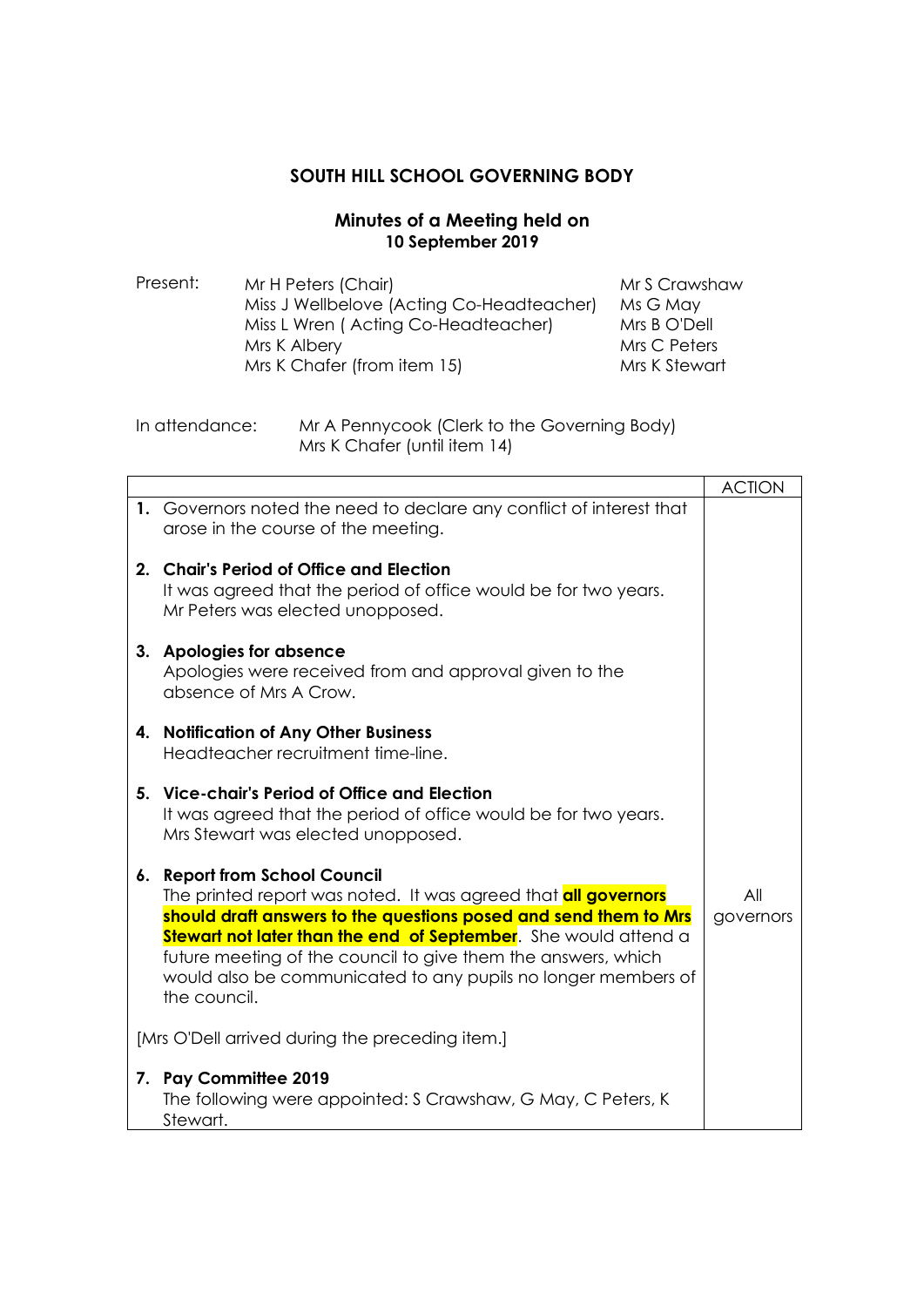# SOUTH HILL SCHOOL GOVERNING BODY

## Minutes of a Meeting held on 10 September 2019

| Present: | Mr H Peters (Chair) | Mr S Crawshaw |
|---|---|---|
| | Miss J Wellbelove (Acting Co-Headteacher) | Ms G May |
| | Miss L Wren ( Acting Co-Headteacher) | Mrs B O'Dell |
| | Mrs K Albery | Mrs C Peters |
| | Mrs K Chafer (from item 15) | Mrs K Stewart |

In attendance: Mr A Pennycook (Clerk to the Governing Body)
Mrs K Chafer (until item 14)

| | ACTION |
|---|---|
| **1.** Governors noted the need to declare any conflict of interest that arose in the course of the meeting. | |
| **2. Chair's Period of Office and Election** It was agreed that the period of office would be for two years. Mr Peters was elected unopposed. | |
| **3. Apologies for absence** Apologies were received from and approval given to the absence of Mrs A Crow. | |
| **4. Notification of Any Other Business** Headteacher recruitment time-line. | |
| **5. Vice-chair's Period of Office and Election** It was agreed that the period of office would be for two years. Mrs Stewart was elected unopposed. | |
| **6. Report from School Council** The printed report was noted. It was agreed that **all governors should draft answers to the questions posed and send them to Mrs Stewart not later than the end of September**. She would attend a future meeting of the council to give them the answers, which would also be communicated to any pupils no longer members of the council. | All governors |
| [Mrs O'Dell arrived during the preceding item.] | |
| **7. Pay Committee 2019** The following were appointed: S Crawshaw, G May, C Peters, K Stewart. | |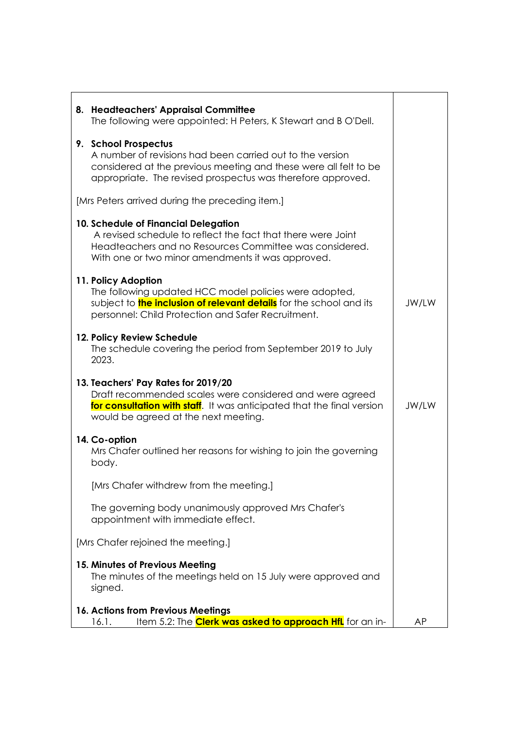| | |
|---|---|
| **8. Headteachers' Appraisal Committee**<br>The following were appointed: H Peters, K Stewart and B O'Dell. | |
| **9. School Prospectus**<br>A number of revisions had been carried out to the version considered at the previous meeting and these were all felt to be appropriate. The revised prospectus was therefore approved. | |
| [Mrs Peters arrived during the preceding item.] | |
| **10. Schedule of Financial Delegation**<br>A revised schedule to reflect the fact that there were Joint Headteachers and no Resources Committee was considered. With one or two minor amendments it was approved. | |
| **11. Policy Adoption**<br>The following updated HCC model policies were adopted, subject to **the inclusion of relevant details** for the school and its personnel: Child Protection and Safer Recruitment. | JW/LW |
| **12. Policy Review Schedule**<br>The schedule covering the period from September 2019 to July 2023. | |
| **13. Teachers' Pay Rates for 2019/20**<br>Draft recommended scales were considered and were agreed **for consultation with staff**. It was anticipated that the final version would be agreed at the next meeting. | JW/LW |
| **14. Co-option**<br>Mrs Chafer outlined her reasons for wishing to join the governing body.<br><br>[Mrs Chafer withdrew from the meeting.]<br><br>The governing body unanimously approved Mrs Chafer's appointment with immediate effect. | |
| [Mrs Chafer rejoined the meeting.] | |
| **15. Minutes of Previous Meeting**<br>The minutes of the meetings held on 15 July were approved and signed. | |
| **16. Actions from Previous Meetings**<br>16.1. Item 5.2: The **Clerk was asked to approach HfL** for an in- | AP |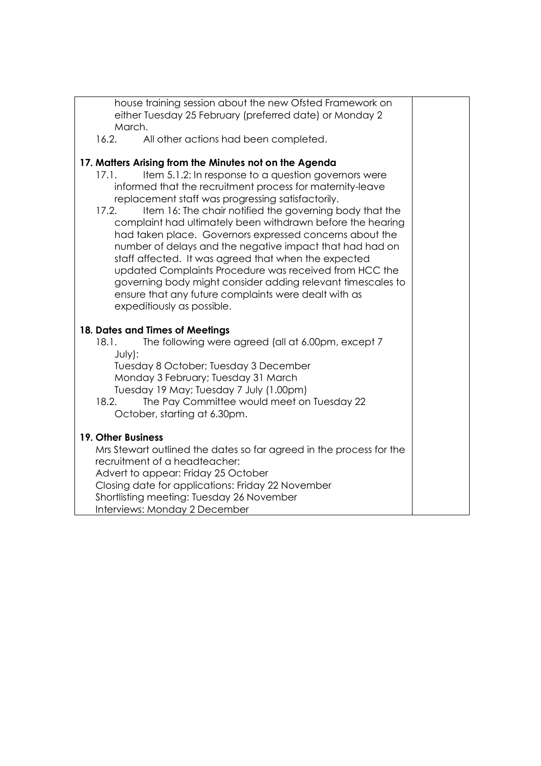house training session about the new Ofsted Framework on either Tuesday 25 February (preferred date) or Monday 2 March.

16.2. All other actions had been completed.

**17. Matters Arising from the Minutes not on the Agenda**

17.1. Item 5.1.2: In response to a question governors were informed that the recruitment process for maternity-leave replacement staff was progressing satisfactorily.

17.2. Item 16: The chair notified the governing body that the complaint had ultimately been withdrawn before the hearing had taken place. Governors expressed concerns about the number of delays and the negative impact that had had on staff affected. It was agreed that when the expected updated Complaints Procedure was received from HCC the governing body might consider adding relevant timescales to ensure that any future complaints were dealt with as expeditiously as possible.

**18. Dates and Times of Meetings**

18.1. The following were agreed (all at 6.00pm, except 7 July):
Tuesday 8 October; Tuesday 3 December
Monday 3 February; Tuesday 31 March
Tuesday 19 May; Tuesday 7 July (1.00pm)

18.2. The Pay Committee would meet on Tuesday 22 October, starting at 6.30pm.

**19. Other Business**

Mrs Stewart outlined the dates so far agreed in the process for the recruitment of a headteacher:
Advert to appear: Friday 25 October
Closing date for applications: Friday 22 November
Shortlisting meeting: Tuesday 26 November
Interviews: Monday 2 December